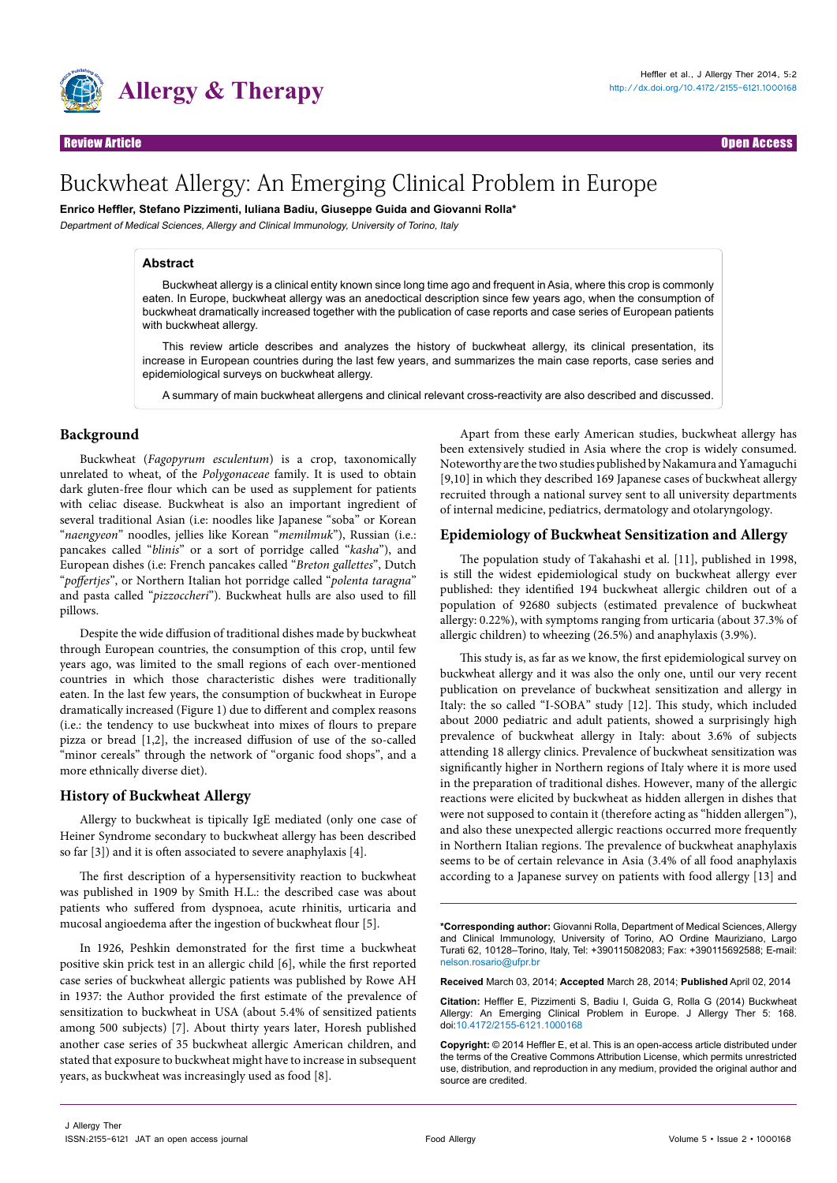Review Article — Open Access

# Buckwheat Allergy: An Emerging Clinical Problem in Europe

**Enrico Heffler, Stefano Pizzimenti, Iuliana Badiu, Giuseppe Guida and Giovanni Rolla***

*Department of Medical Sciences, Allergy and Clinical Immunology, University of Torino, Italy*

## Abstract

Buckwheat allergy is a clinical entity known since long time ago and frequent in Asia, where this crop is commonly eaten. In Europe, buckwheat allergy was an anedoctical description since few years ago, when the consumption of buckwheat dramatically increased together with the publication of case reports and case series of European patients with buckwheat allergy.

This review article describes and analyzes the history of buckwheat allergy, its clinical presentation, its increase in European countries during the last few years, and summarizes the main case reports, case series and epidemiological surveys on buckwheat allergy.

A summary of main buckwheat allergens and clinical relevant cross-reactivity are also described and discussed.

## Background

Buckwheat (*Fagopyrum esculentum*) is a crop, taxonomically unrelated to wheat, of the *Polygonaceae* family. It is used to obtain dark gluten-free flour which can be used as supplement for patients with celiac disease. Buckwheat is also an important ingredient of several traditional Asian (i.e: noodles like Japanese "soba" or Korean "*naengyeon*" noodles, jellies like Korean "*memilmuk*"), Russian (i.e.: pancakes called "*blinis*" or a sort of porridge called "*kasha*"), and European dishes (i.e: French pancakes called "*Breton gallettes*", Dutch "*poffertjes*", or Northern Italian hot porridge called "*polenta taragna*" and pasta called "*pizzoccheri*"). Buckwheat hulls are also used to fill pillows.

Despite the wide diffusion of traditional dishes made by buckwheat through European countries, the consumption of this crop, until few years ago, was limited to the small regions of each over-mentioned countries in which those characteristic dishes were traditionally eaten. In the last few years, the consumption of buckwheat in Europe dramatically increased (Figure 1) due to different and complex reasons (i.e.: the tendency to use buckwheat into mixes of flours to prepare pizza or bread [1,2], the increased diffusion of use of the so-called "minor cereals" through the network of "organic food shops", and a more ethnically diverse diet).

## History of Buckwheat Allergy

Allergy to buckwheat is typically IgE mediated (only one case of Heiner Syndrome secondary to buckwheat allergy has been described so far [3]) and it is often associated to severe anaphylaxis [4].

The first description of a hypersensitivity reaction to buckwheat was published in 1909 by Smith H.L.: the described case was about patients who suffered from dyspnoea, acute rhinitis, urticaria and mucosal angioedema after the ingestion of buckwheat flour [5].

In 1926, Peshkin demonstrated for the first time a buckwheat positive skin prick test in an allergic child [6], while the first reported case series of buckwheat allergic patients was published by Rowe AH in 1937: the Author provided the first estimate of the prevalence of sensitization to buckwheat in USA (about 5.4% of sensitized patients among 500 subjects) [7]. About thirty years later, Horesh published another case series of 35 buckwheat allergic American children, and stated that exposure to buckwheat might have to increase in subsequent years, as buckwheat was increasingly used as food [8].

Apart from these early American studies, buckwheat allergy has been extensively studied in Asia where the crop is widely consumed. Noteworthy are the two studies published by Nakamura and Yamaguchi [9,10] in which they described 169 Japanese cases of buckwheat allergy recruited through a national survey sent to all university departments of internal medicine, pediatrics, dermatology and otolaryngology.

## Epidemiology of Buckwheat Sensitization and Allergy

The population study of Takahashi et al. [11], published in 1998, is still the widest epidemiological study on buckwheat allergy ever published: they identified 194 buckwheat allergic children out of a population of 92680 subjects (estimated prevalence of buckwheat allergy: 0.22%), with symptoms ranging from urticaria (about 37.3% of allergic children) to wheezing (26.5%) and anaphylaxis (3.9%).

This study is, as far as we know, the first epidemiological survey on buckwheat allergy and it was also the only one, until our very recent publication on prevalence of buckwheat sensitization and allergy in Italy: the so called "I-SOBA" study [12]. This study, which included about 2000 pediatric and adult patients, showed a surprisingly high prevalence of buckwheat allergy in Italy: about 3.6% of subjects attending 18 allergy clinics. Prevalence of buckwheat sensitization was significantly higher in Northern regions of Italy where it is more used in the preparation of traditional dishes. However, many of the allergic reactions were elicited by buckwheat as hidden allergen in dishes that were not supposed to contain it (therefore acting as "hidden allergen"), and also these unexpected allergic reactions occurred more frequently in Northern Italian regions. The prevalence of buckwheat anaphylaxis seems to be of certain relevance in Asia (3.4% of all food anaphylaxis according to a Japanese survey on patients with food allergy [13] and

---

**\*Corresponding author:** Giovanni Rolla, Department of Medical Sciences, Allergy and Clinical Immunology, University of Torino, AO Ordine Mauriziano, Largo Turati 62, 10128–Torino, Italy, Tel: +390115082083; Fax: +390115692588; E-mail: nelson.rosario@ufpr.br

**Received** March 03, 2014; **Accepted** March 28, 2014; **Published** April 02, 2014

**Citation:** Heffler E, Pizzimenti S, Badiu I, Guida G, Rolla G (2014) Buckwheat Allergy: An Emerging Clinical Problem in Europe. J Allergy Ther 5: 168. doi:10.4172/2155-6121.1000168

**Copyright:** © 2014 Heffler E, et al. This is an open-access article distributed under the terms of the Creative Commons Attribution License, which permits unrestricted use, distribution, and reproduction in any medium, provided the original author and source are credited.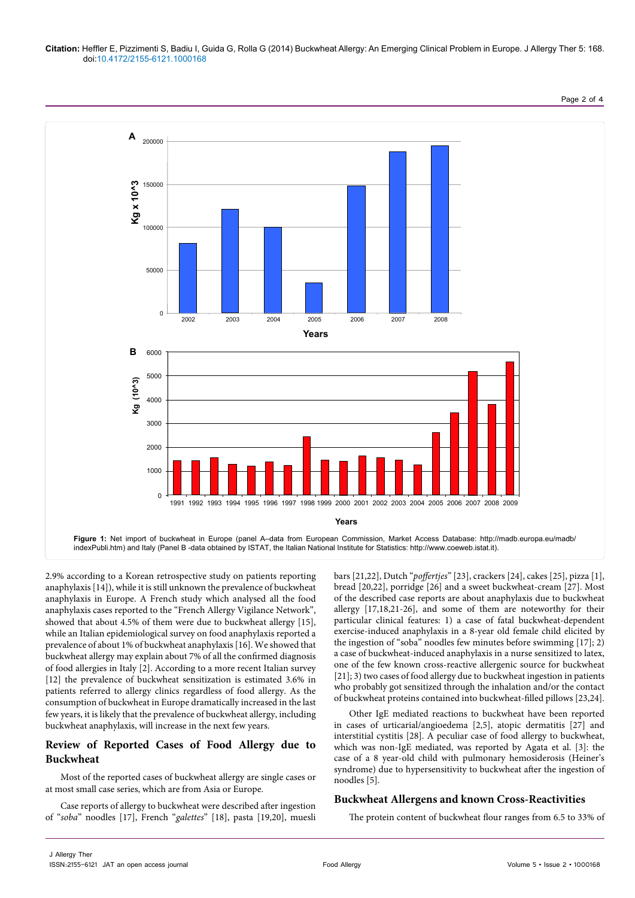Figure 1: Net import of buckwheat in Europe (panel A–data from European Commission, Market Access Database: http://madb.europa.eu/madb/indexPubli.htm) and Italy (Panel B -data obtained by ISTAT, the Italian National Institute for Statistics: http://www.coeweb.istat.it).

2.9% according to a Korean retrospective study on patients reporting anaphylaxis [14]), while it is still unknown the prevalence of buckwheat anaphylaxis in Europe. A French study which analysed all the food anaphylaxis cases reported to the "French Allergy Vigilance Network", showed that about 4.5% of them were due to buckwheat allergy [15], while an Italian epidemiological survey on food anaphylaxis reported a prevalence of about 1% of buckwheat anaphylaxis [16]. We showed that buckwheat allergy may explain about 7% of all the confirmed diagnosis of food allergies in Italy [2]. According to a more recent Italian survey [12] the prevalence of buckwheat sensitization is estimated 3.6% in patients referred to allergy clinics regardless of food allergy. As the consumption of buckwheat in Europe dramatically increased in the last few years, it is likely that the prevalence of buckwheat allergy, including buckwheat anaphylaxis, will increase in the next few years.

## Review of Reported Cases of Food Allergy due to Buckwheat

Most of the reported cases of buckwheat allergy are single cases or at most small case series, which are from Asia or Europe.

Case reports of allergy to buckwheat were described after ingestion of "*soba*" noodles [17], French "*galettes*" [18], pasta [19,20], muesli bars [21,22], Dutch "*poffertjes*" [23], crackers [24], cakes [25], pizza [1], bread [20,22], porridge [26] and a sweet buckwheat-cream [27]. Most of the described case reports are about anaphylaxis due to buckwheat allergy [17,18,21-26], and some of them are noteworthy for their particular clinical features: 1) a case of fatal buckwheat-dependent exercise-induced anaphylaxis in a 8-year old female child elicited by the ingestion of "soba" noodles few minutes before swimming [17]; 2) a case of buckwheat-induced anaphylaxis in a nurse sensitized to latex, one of the few known cross-reactive allergenic source for buckwheat [21]; 3) two cases of food allergy due to buckwheat ingestion in patients who probably got sensitized through the inhalation and/or the contact of buckwheat proteins contained into buckwheat-filled pillows [23,24].

Other IgE mediated reactions to buckwheat have been reported in cases of urticarial/angioedema [2,5], atopic dermatitis [27] and interstitial cystitis [28]. A peculiar case of food allergy to buckwheat, which was non-IgE mediated, was reported by Agata et al. [3]: the case of a 8 year-old child with pulmonary hemosiderosis (Heiner's syndrome) due to hypersensitivity to buckwheat after the ingestion of noodles [5].

## Buckwheat Allergens and known Cross-Reactivities

The protein content of buckwheat flour ranges from 6.5 to 33% of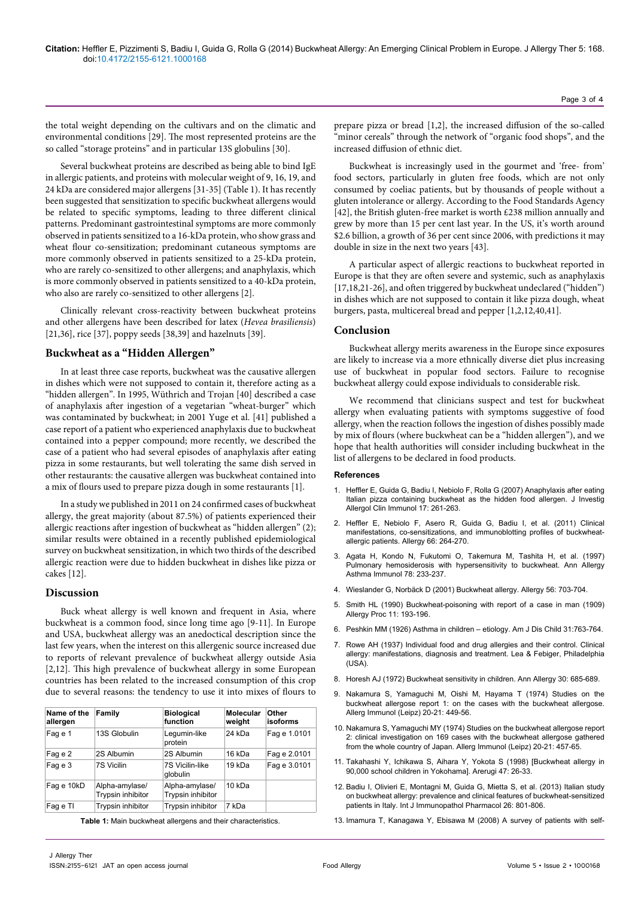the total weight depending on the cultivars and on the climatic and environmental conditions [29]. The most represented proteins are the so called "storage proteins" and in particular 13S globulins [30].

Several buckwheat proteins are described as being able to bind IgE in allergic patients, and proteins with molecular weight of 9, 16, 19, and 24 kDa are considered major allergens [31-35] (Table 1). It has recently been suggested that sensitization to specific buckwheat allergens would be related to specific symptoms, leading to three different clinical patterns. Predominant gastrointestinal symptoms are more commonly observed in patients sensitized to a 16-kDa protein, who show grass and wheat flour co-sensitization; predominant cutaneous symptoms are more commonly observed in patients sensitized to a 25-kDa protein, who are rarely co-sensitized to other allergens; and anaphylaxis, which is more commonly observed in patients sensitized to a 40-kDa protein, who also are rarely co-sensitized to other allergens [2].

Clinically relevant cross-reactivity between buckwheat proteins and other allergens have been described for latex (*Hevea brasiliensis*) [21,36], rice [37], poppy seeds [38,39] and hazelnuts [39].

## Buckwheat as a "Hidden Allergen"

In at least three case reports, buckwheat was the causative allergen in dishes which were not supposed to contain it, therefore acting as a "hidden allergen". In 1995, Wüthrich and Trojan [40] described a case of anaphylaxis after ingestion of a vegetarian "wheat-burger" which was contaminated by buckwheat; in 2001 Yuge et al. [41] published a case report of a patient who experienced anaphylaxis due to buckwheat contained into a pepper compound; more recently, we described the case of a patient who had several episodes of anaphylaxis after eating pizza in some restaurants, but well tolerating the same dish served in other restaurants: the causative allergen was buckwheat contained into a mix of flours used to prepare pizza dough in some restaurants [1].

In a study we published in 2011 on 24 confirmed cases of buckwheat allergy, the great majority (about 87.5%) of patients experienced their allergic reactions after ingestion of buckwheat as "hidden allergen" (2); similar results were obtained in a recently published epidemiological survey on buckwheat sensitization, in which two thirds of the described allergic reaction were due to hidden buckwheat in dishes like pizza or cakes [12].

## Discussion

Buck wheat allergy is well known and frequent in Asia, where buckwheat is a common food, since long time ago [9-11]. In Europe and USA, buckwheat allergy was an anedoctical description since the last few years, when the interest on this allergenic source increased due to reports of relevant prevalence of buckwheat allergy outside Asia [2,12]. This high prevalence of buckwheat allergy in some European countries has been related to the increased consumption of this crop due to several reasons: the tendency to use it into mixes of flours to prepare pizza or bread [1,2], the increased diffusion of the so-called "minor cereals" through the network of "organic food shops", and the increased diffusion of ethnic diet.

| Name of the allergen | Family | Biological function | Molecular weight | Other isoforms |
|---|---|---|---|---|
| Fag e 1 | 13S Globulin | Legumin-like protein | 24 kDa | Fag e 1.0101 |
| Fag e 2 | 2S Albumin | 2S Albumin | 16 kDa | Fag e 2.0101 |
| Fag e 3 | 7S Vicilin | 7S Vicilin-like globulin | 19 kDa | Fag e 3.0101 |
| Fag e 10kD | Alpha-amylase/ Trypsin inhibitor | Alpha-amylase/ Trypsin inhibitor | 10 kDa | |
| Fag e TI | Trypsin inhibitor | Trypsin inhibitor | 7 kDa | |

**Table 1:** Main buckwheat allergens and their characteristics.

Buckwheat is increasingly used in the gourmet and 'free- from' food sectors, particularly in gluten free foods, which are not only consumed by coeliac patients, but by thousands of people without a gluten intolerance or allergy. According to the Food Standards Agency [42], the British gluten-free market is worth £238 million annually and grew by more than 15 per cent last year. In the US, it's worth around $2.6 billion, a growth of 36 per cent since 2006, with predictions it may double in size in the next two years [43].

A particular aspect of allergic reactions to buckwheat reported in Europe is that they are often severe and systemic, such as anaphylaxis [17,18,21-26], and often triggered by buckwheat undeclared ("hidden") in dishes which are not supposed to contain it like pizza dough, wheat burgers, pasta, multicereal bread and pepper [1,2,12,40,41].

## Conclusion

Buckwheat allergy merits awareness in the Europe since exposures are likely to increase via a more ethnically diverse diet plus increasing use of buckwheat in popular food sectors. Failure to recognise buckwheat allergy could expose individuals to considerable risk.

We recommend that clinicians suspect and test for buckwheat allergy when evaluating patients with symptoms suggestive of food allergy, when the reaction follows the ingestion of dishes possibly made by mix of flours (where buckwheat can be a "hidden allergen"), and we hope that health authorities will consider including buckwheat in the list of allergens to be declared in food products.

### References

1. Heffler E, Guida G, Badiu I, Nebiolo F, Rolla G (2007) Anaphylaxis after eating Italian pizza containing buckwheat as the hidden food allergen. J Investig Allergol Clin Immunol 17: 261-263.
2. Heffler E, Nebiolo F, Asero R, Guida G, Badiu I, et al. (2011) Clinical manifestations, co-sensitizations, and immunoblotting profiles of buckwheat-allergic patients. Allergy 66: 264-270.
3. Agata H, Kondo N, Fukutomi O, Takemura M, Tashita H, et al. (1997) Pulmonary hemosiderosis with hypersensitivity to buckwheat. Ann Allergy Asthma Immunol 78: 233-237.
4. Wieslander G, Norbäck D (2001) Buckwheat allergy. Allergy 56: 703-704.
5. Smith HL (1990) Buckwheat-poisoning with report of a case in man (1909) Allergy Proc 11: 193-196.
6. Peshkin MM (1926) Asthma in children – etiology. Am J Dis Child 31:763-764.
7. Rowe AH (1937) Individual food and drug allergies and their control. Clinical allergy: manifestations, diagnosis and treatment. Lea & Febiger, Philadelphia (USA).
8. Horesh AJ (1972) Buckwheat sensitivity in children. Ann Allergy 30: 685-689.
9. Nakamura S, Yamaguchi M, Oishi M, Hayama T (1974) Studies on the buckwheat allergose report 1: on the cases with the buckwheat allergose. Allerg Immunol (Leipz) 20-21: 449-56.
10. Nakamura S, Yamaguchi MY (1974) Studies on the buckwheat allergose report 2: clinical investigation on 169 cases with the buckwheat allergose gathered from the whole country of Japan. Allerg Immunol (Leipz) 20-21: 457-65.
11. Takahashi Y, Ichikawa S, Aihara Y, Yokota S (1998) [Buckwheat allergy in 90,000 school children in Yokohama]. Arerugi 47: 26-33.
12. Badiu I, Olivieri E, Montagni M, Guida G, Mietta S, et al. (2013) Italian study on buckwheat allergy: prevalence and clinical features of buckwheat-sensitized patients in Italy. Int J Immunopathol Pharmacol 26: 801-806.
13. Imamura T, Kanagawa Y, Ebisawa M (2008) A survey of patients with self-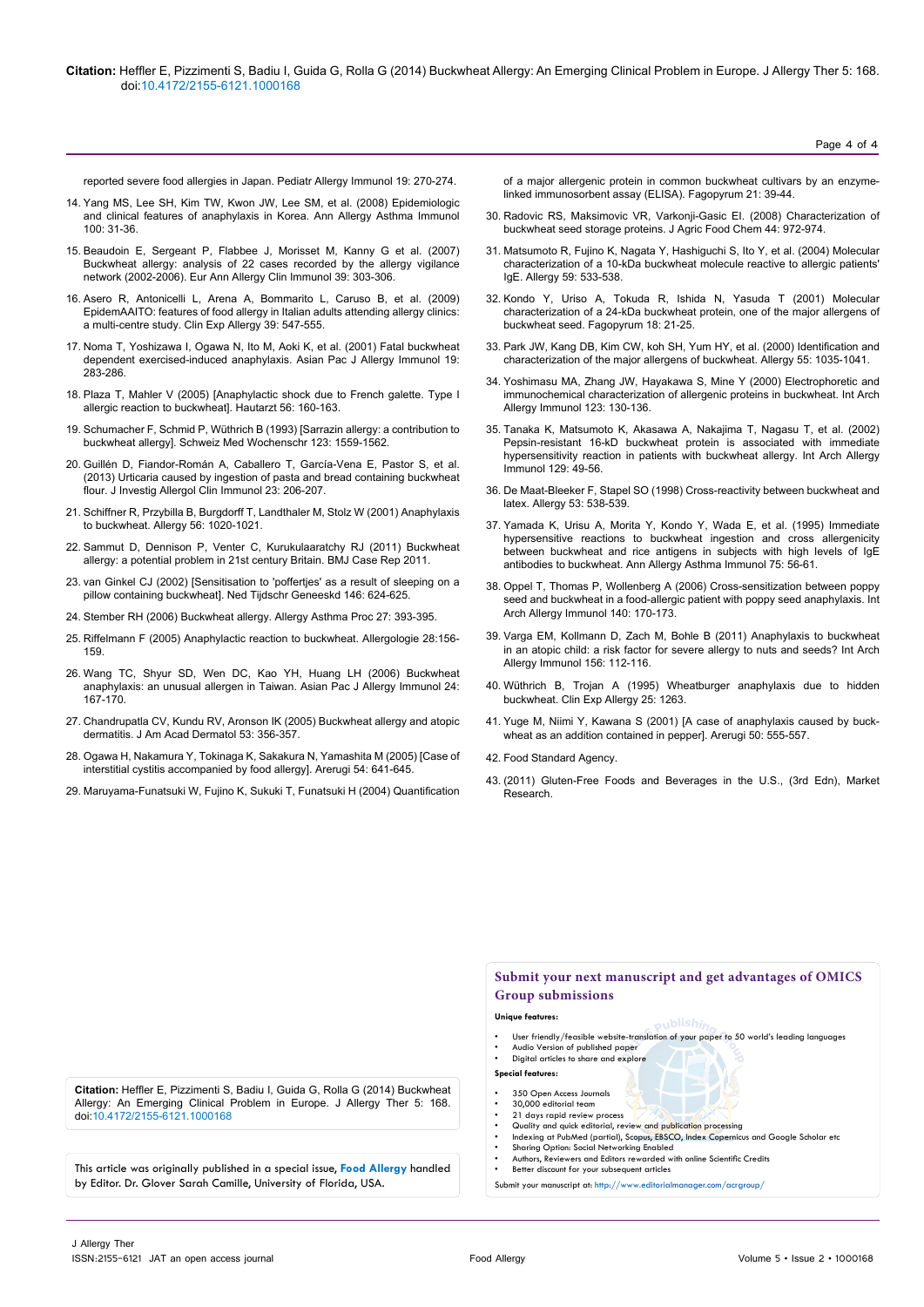reported severe food allergies in Japan. Pediatr Allergy Immunol 19: 270-274.

14. Yang MS, Lee SH, Kim TW, Kwon JW, Lee SM, et al. (2008) Epidemiologic and clinical features of anaphylaxis in Korea. Ann Allergy Asthma Immunol 100: 31-36.
15. Beaudoin E, Sergeant P, Flabbee J, Morisset M, Kanny G et al. (2007) Buckwheat allergy: analysis of 22 cases recorded by the allergy vigilance network (2002-2006). Eur Ann Allergy Clin Immunol 39: 303-306.
16. Asero R, Antonicelli L, Arena A, Bommarito L, Caruso B, et al. (2009) EpidemAAITO: features of food allergy in Italian adults attending allergy clinics: a multi-centre study. Clin Exp Allergy 39: 547-555.
17. Noma T, Yoshizawa I, Ogawa N, Ito M, Aoki K, et al. (2001) Fatal buckwheat dependent exercised-induced anaphylaxis. Asian Pac J Allergy Immunol 19: 283-286.
18. Plaza T, Mahler V (2005) [Anaphylactic shock due to French galette. Type I allergic reaction to buckwheat]. Hautarzt 56: 160-163.
19. Schumacher F, Schmid P, Wüthrich B (1993) [Sarrazin allergy: a contribution to buckwheat allergy]. Schweiz Med Wochenschr 123: 1559-1562.
20. Guillén D, Fiandor-Román A, Caballero T, García-Vena E, Pastor S, et al. (2013) Urticaria caused by ingestion of pasta and bread containing buckwheat flour. J Investig Allergol Clin Immunol 23: 206-207.
21. Schiffner R, Przybilla B, Burgdorff T, Landthaler M, Stolz W (2001) Anaphylaxis to buckwheat. Allergy 56: 1020-1021.
22. Sammut D, Dennison P, Venter C, Kurukulaaratchy RJ (2011) Buckwheat allergy: a potential problem in 21st century Britain. BMJ Case Rep 2011.
23. van Ginkel CJ (2002) [Sensitisation to 'poffertjes' as a result of sleeping on a pillow containing buckwheat]. Ned Tijdschr Geneeskd 146: 624-625.
24. Stember RH (2006) Buckwheat allergy. Allergy Asthma Proc 27: 393-395.
25. Riffelmann F (2005) Anaphylactic reaction to buckwheat. Allergologie 28:156-159.
26. Wang TC, Shyur SD, Wen DC, Kao YH, Huang LH (2006) Buckwheat anaphylaxis: an unusual allergen in Taiwan. Asian Pac J Allergy Immunol 24: 167-170.
27. Chandrupatla CV, Kundu RV, Aronson IK (2005) Buckwheat allergy and atopic dermatitis. J Am Acad Dermatol 53: 356-357.
28. Ogawa H, Nakamura Y, Tokinaga K, Sakakura N, Yamashita M (2005) [Case of interstitial cystitis accompanied by food allergy]. Arerugi 54: 641-645.
29. Maruyama-Funatsuki W, Fujino K, Sukuki T, Funatsuki H (2004) Quantification of a major allergenic protein in common buckwheat cultivars by an enzyme-linked immunosorbent assay (ELISA). Fagopyrum 21: 39-44.
30. Radovic RS, Maksimovic VR, Varkonji-Gasic EI. (2008) Characterization of buckwheat seed storage proteins. J Agric Food Chem 44: 972-974.
31. Matsumoto R, Fujino K, Nagata Y, Hashiguchi S, Ito Y, et al. (2004) Molecular characterization of a 10-kDa buckwheat molecule reactive to allergic patients' IgE. Allergy 59: 533-538.
32. Kondo Y, Urisu A, Tokuda R, Ishida N, Yasuda T (2001) Molecular characterization of a 24-kDa buckwheat protein, one of the major allergens of buckwheat seed. Fagopyrum 18: 21-25.
33. Park JW, Kang DB, Kim CW, koh SH, Yum HY, et al. (2000) Identification and characterization of the major allergens of buckwheat. Allergy 55: 1035-1041.
34. Yoshimasu MA, Zhang JW, Hayakawa S, Mine Y (2000) Electrophoretic and immunochemical characterization of allergenic proteins in buckwheat. Int Arch Allergy Immunol 123: 130-136.
35. Tanaka K, Matsumoto K, Akasawa A, Nakajima T, Nagasu T, et al. (2002) Pepsin-resistant 16-kD buckwheat protein is associated with immediate hypersensitivity reaction in patients with buckwheat allergy. Int Arch Allergy Immunol 129: 49-56.
36. De Maat-Bleeker F, Stapel SO (1998) Cross-reactivity between buckwheat and latex. Allergy 53: 538-539.
37. Yamada K, Urisu A, Morita Y, Kondo Y, Wada E, et al. (1995) Immediate hypersensitive reactions to buckwheat ingestion and cross allergenicity between buckwheat and rice antigens in subjects with high levels of IgE antibodies to buckwheat. Ann Allergy Asthma Immunol 75: 56-61.
38. Oppel T, Thomas P, Wollenberg A (2006) Cross-sensitization between poppy seed and buckwheat in a food-allergic patient with poppy seed anaphylaxis. Int Arch Allergy Immunol 140: 170-173.
39. Varga EM, Kollmann D, Zach M, Bohle B (2011) Anaphylaxis to buckwheat in an atopic child: a risk factor for severe allergy to nuts and seeds? Int Arch Allergy Immunol 156: 112-116.
40. Wüthrich B, Trojan A (1995) Wheatburger anaphylaxis due to hidden buckwheat. Clin Exp Allergy 25: 1263.
41. Yuge M, Niimi Y, Kawana S (2001) [A case of anaphylaxis caused by buck-wheat as an addition contained in pepper]. Arerugi 50: 555-557.
42. Food Standard Agency.
43. (2011) Gluten-Free Foods and Beverages in the U.S., (3rd Edn), Market Research.

**Citation:** Heffler E, Pizzimenti S, Badiu I, Guida G, Rolla G (2014) Buckwheat Allergy: An Emerging Clinical Problem in Europe. J Allergy Ther 5: 168. doi:10.4172/2155-6121.1000168

This article was originally published in a special issue, **Food Allergy** handled by Editor. Dr. Glover Sarah Camille, University of Florida, USA.

**Submit your next manuscript and get advantages of OMICS Group submissions**

**Unique features:**

- User friendly/feasible website-translation of your paper to 50 world's leading languages
- Audio Version of published paper
- Digital articles to share and explore

**Special features:**

- 350 Open Access Journals
- 30,000 editorial team
- 21 days rapid review process
- Quality and quick editorial, review and publication processing
- Indexing at PubMed (partial), Scopus, EBSCO, Index Copernicus and Google Scholar etc
- Sharing Option: Social Networking Enabled
- Authors, Reviewers and Editors rewarded with online Scientific Credits
- Better discount for your subsequent articles

Submit your manuscript at: http://www.editorialmanager.com/acrgroup/